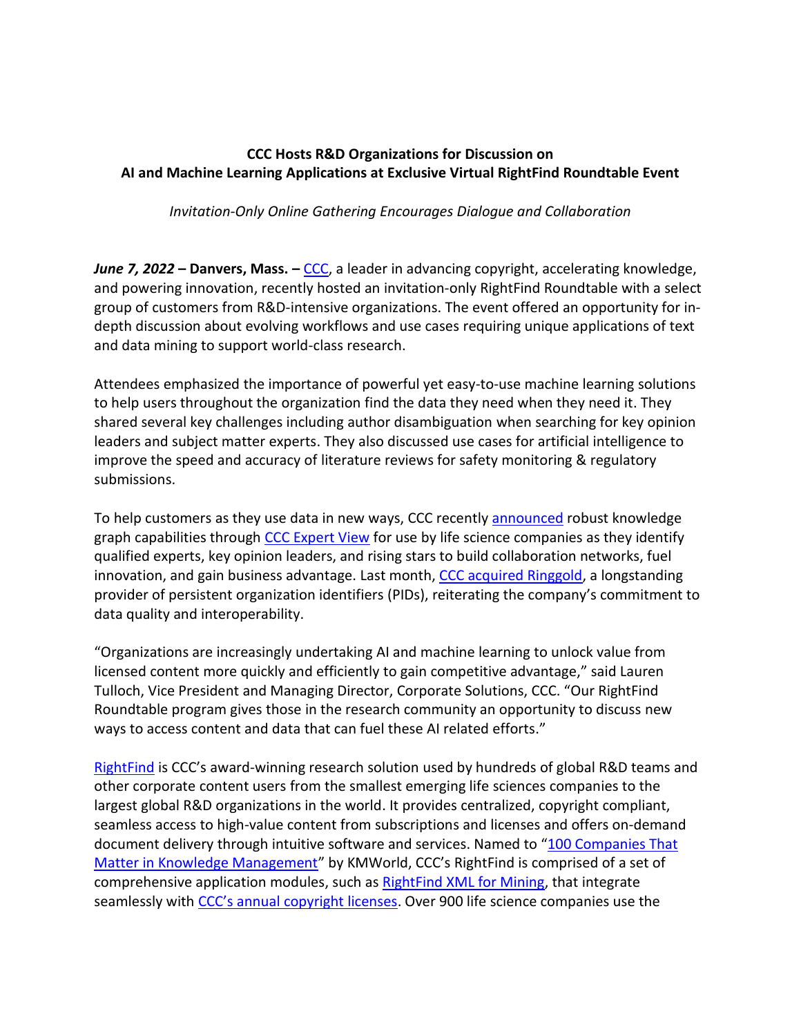**CCC Hosts R&D Organizations for Discussion on AI and Machine Learning Applications at Exclusive Virtual RightFind Roundtable Event**

*Invitation-Only Online Gathering Encourages Dialogue and Collaboration*

***June 7, 2022*** **– Danvers, Mass. –** CCC, a leader in advancing copyright, accelerating knowledge, and powering innovation, recently hosted an invitation-only RightFind Roundtable with a select group of customers from R&D-intensive organizations. The event offered an opportunity for in-depth discussion about evolving workflows and use cases requiring unique applications of text and data mining to support world-class research.

Attendees emphasized the importance of powerful yet easy-to-use machine learning solutions to help users throughout the organization find the data they need when they need it. They shared several key challenges including author disambiguation when searching for key opinion leaders and subject matter experts. They also discussed use cases for artificial intelligence to improve the speed and accuracy of literature reviews for safety monitoring & regulatory submissions.

To help customers as they use data in new ways, CCC recently announced robust knowledge graph capabilities through CCC Expert View for use by life science companies as they identify qualified experts, key opinion leaders, and rising stars to build collaboration networks, fuel innovation, and gain business advantage. Last month, CCC acquired Ringgold, a longstanding provider of persistent organization identifiers (PIDs), reiterating the company's commitment to data quality and interoperability.

"Organizations are increasingly undertaking AI and machine learning to unlock value from licensed content more quickly and efficiently to gain competitive advantage," said Lauren Tulloch, Vice President and Managing Director, Corporate Solutions, CCC. "Our RightFind Roundtable program gives those in the research community an opportunity to discuss new ways to access content and data that can fuel these AI related efforts."

RightFind is CCC's award-winning research solution used by hundreds of global R&D teams and other corporate content users from the smallest emerging life sciences companies to the largest global R&D organizations in the world. It provides centralized, copyright compliant, seamless access to high-value content from subscriptions and licenses and offers on-demand document delivery through intuitive software and services. Named to "100 Companies That Matter in Knowledge Management" by KMWorld, CCC's RightFind is comprised of a set of comprehensive application modules, such as RightFind XML for Mining, that integrate seamlessly with CCC's annual copyright licenses. Over 900 life science companies use the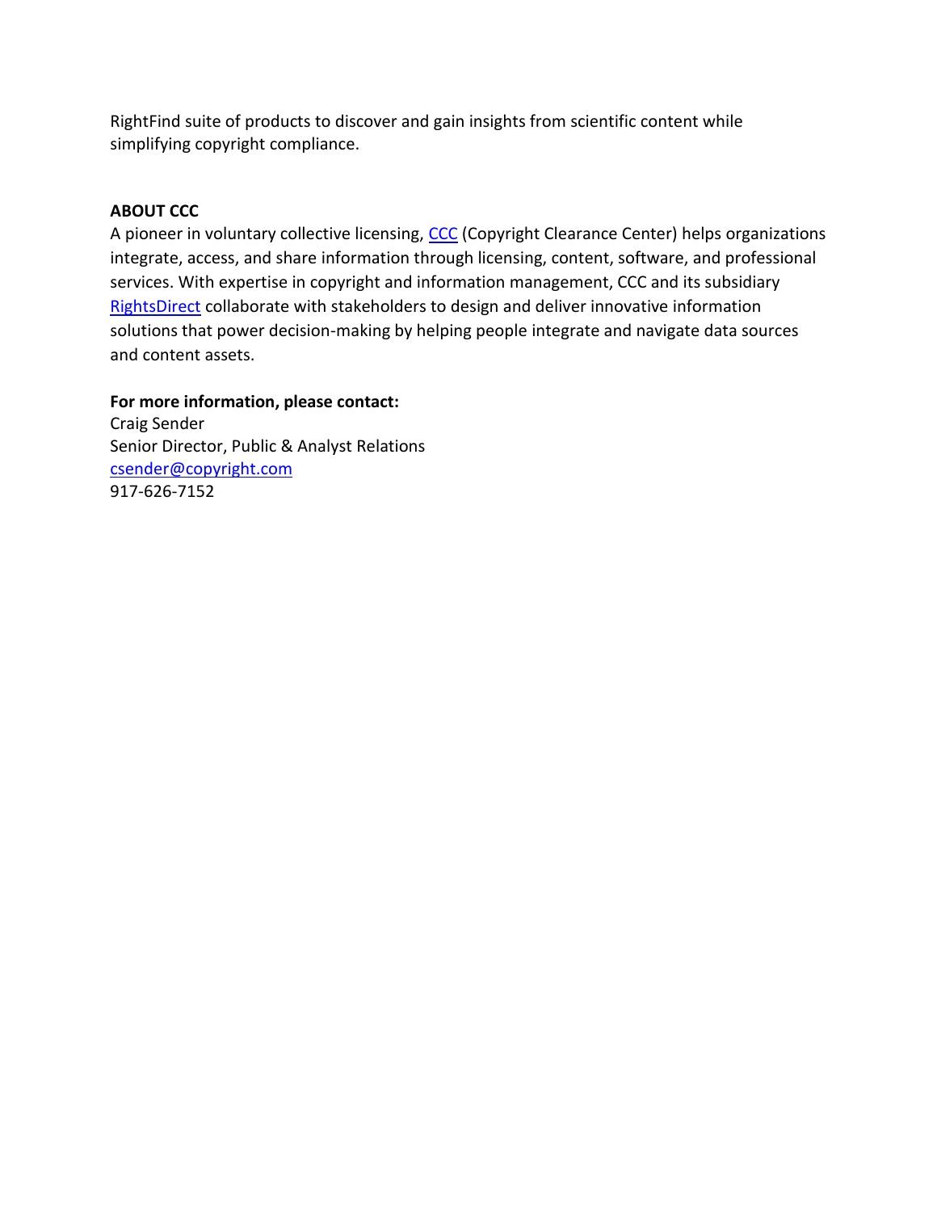RightFind suite of products to discover and gain insights from scientific content while simplifying copyright compliance.

**ABOUT CCC**

A pioneer in voluntary collective licensing, CCC (Copyright Clearance Center) helps organizations integrate, access, and share information through licensing, content, software, and professional services. With expertise in copyright and information management, CCC and its subsidiary RightsDirect collaborate with stakeholders to design and deliver innovative information solutions that power decision-making by helping people integrate and navigate data sources and content assets.

**For more information, please contact:**

Craig Sender
Senior Director, Public & Analyst Relations
csender@copyright.com
917-626-7152